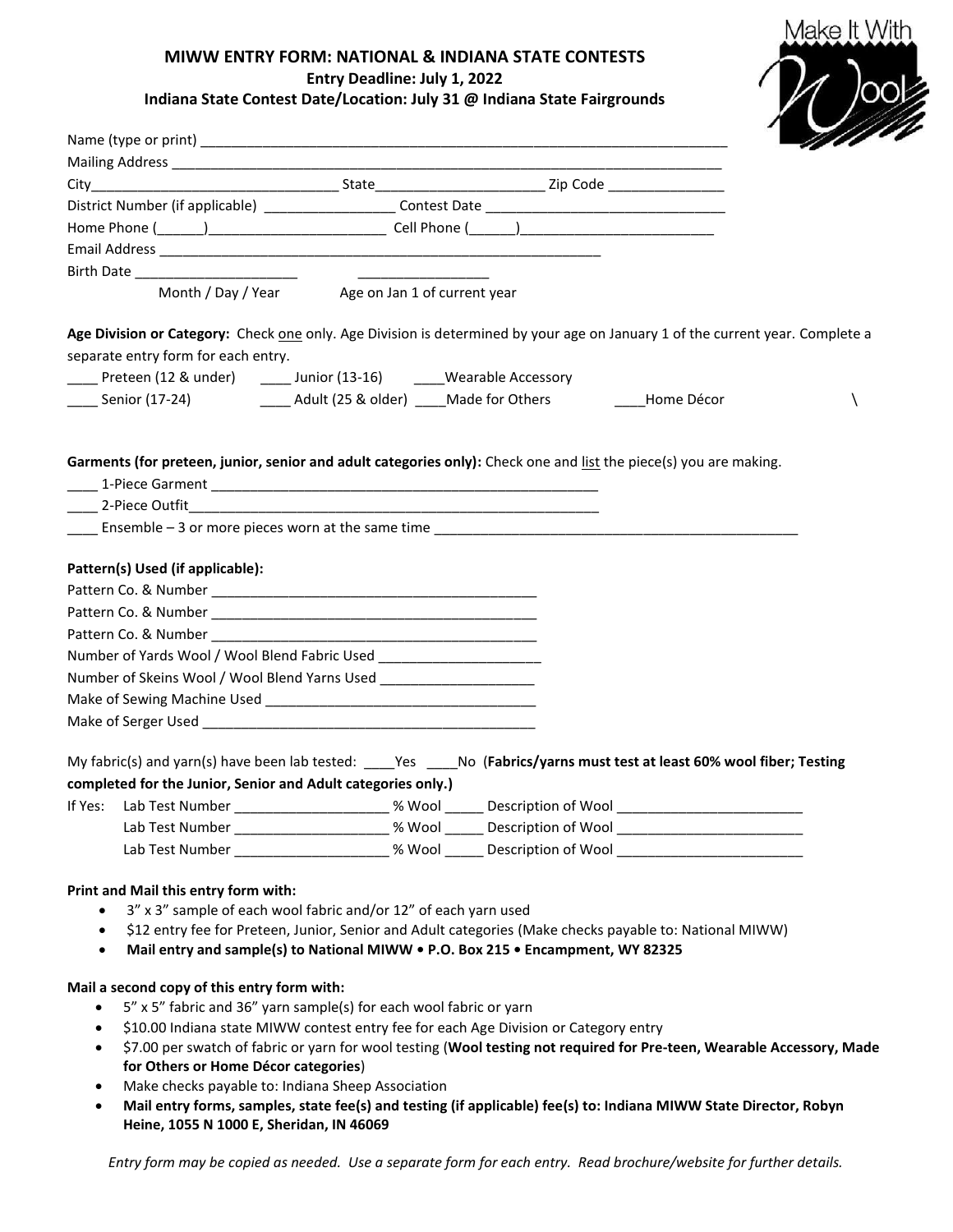## MIWW ENTRY FORM: NATIONAL & INDIANA STATE CONTESTS

**Entry Deadline: July 1, 2022**

**Indiana State Contest Date/Location: July 31 @ Indiana State Fairgrounds**

Make It With Wool

Name (type or print) ______________________________________________________________________

Mailing Address ______________________________________________________________________

City_______________________________ State_____________________ Zip Code _______________

District Number (if applicable) _________________ Contest Date ______________________________

Home Phone (______)______________________ Cell Phone (______)_________________________

Email Address __________________________________________________________

Birth Date _____________________ _________________

Month / Day / Year Age on Jan 1 of current year

**Age Division or Category:** Check one only. Age Division is determined by your age on January 1 of the current year. Complete a separate entry form for each entry.

____ Preteen (12 & under) ____ Junior (13-16) ____Wearable Accessory

____ Senior (17-24) ____ Adult (25 & older) ____Made for Others ____Home Décor \

**Garments (for preteen, junior, senior and adult categories only):** Check one and list the piece(s) you are making.

____ 1-Piece Garment ____________________________________________________

____ 2-Piece Outfit_____________________________________________________

____ Ensemble – 3 or more pieces worn at the same time ________________________________________________

**Pattern(s) Used (if applicable):**

Pattern Co. & Number __________________________________________

Pattern Co. & Number __________________________________________

Pattern Co. & Number __________________________________________

Number of Yards Wool / Wool Blend Fabric Used _____________________

Number of Skeins Wool / Wool Blend Yarns Used ___________________

Make of Sewing Machine Used ___________________________________

Make of Serger Used ___________________________________________

My fabric(s) and yarn(s) have been lab tested: ____Yes ____No (**Fabrics/yarns must test at least 60% wool fiber; Testing completed for the Junior, Senior and Adult categories only.)**

If Yes: Lab Test Number ___________________ % Wool _____ Description of Wool ________________________

Lab Test Number ___________________ % Wool _____ Description of Wool ________________________

Lab Test Number ___________________ % Wool _____ Description of Wool ________________________

**Print and Mail this entry form with:**

- 3" x 3" sample of each wool fabric and/or 12" of each yarn used
- $12 entry fee for Preteen, Junior, Senior and Adult categories (Make checks payable to: National MIWW)
- **Mail entry and sample(s) to National MIWW • P.O. Box 215 • Encampment, WY 82325**

**Mail a second copy of this entry form with:**

- 5" x 5" fabric and 36" yarn sample(s) for each wool fabric or yarn
- $10.00 Indiana state MIWW contest entry fee for each Age Division or Category entry
- $7.00 per swatch of fabric or yarn for wool testing (**Wool testing not required for Pre-teen, Wearable Accessory, Made for Others or Home Décor categories**)
- Make checks payable to: Indiana Sheep Association
- **Mail entry forms, samples, state fee(s) and testing (if applicable) fee(s) to: Indiana MIWW State Director, Robyn Heine, 1055 N 1000 E, Sheridan, IN 46069**

*Entry form may be copied as needed. Use a separate form for each entry. Read brochure/website for further details.*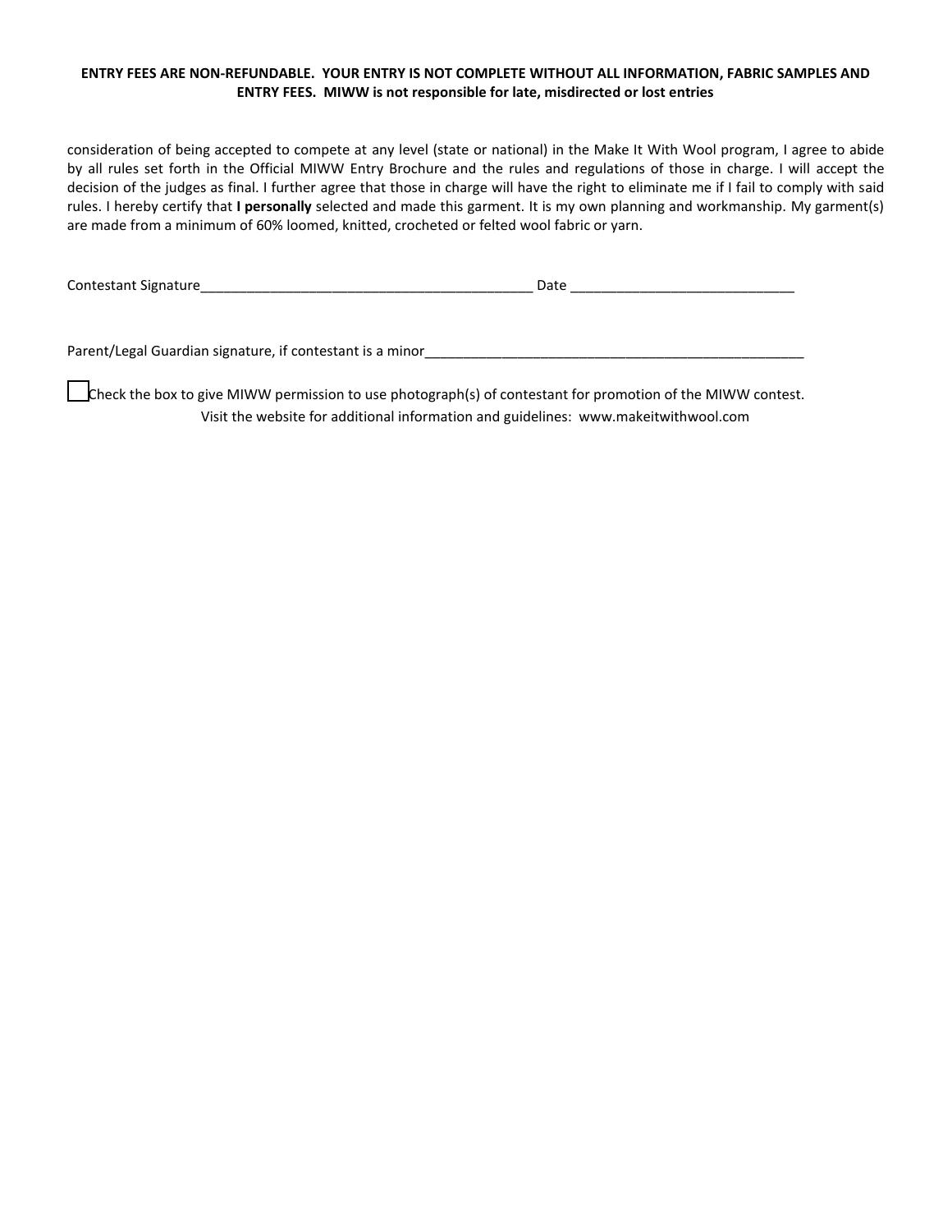**ENTRY FEES ARE NON-REFUNDABLE. YOUR ENTRY IS NOT COMPLETE WITHOUT ALL INFORMATION, FABRIC SAMPLES AND ENTRY FEES. MIWW is not responsible for late, misdirected or lost entries**

consideration of being accepted to compete at any level (state or national) in the Make It With Wool program, I agree to abide by all rules set forth in the Official MIWW Entry Brochure and the rules and regulations of those in charge. I will accept the decision of the judges as final. I further agree that those in charge will have the right to eliminate me if I fail to comply with said rules. I hereby certify that **I personally** selected and made this garment. It is my own planning and workmanship. My garment(s) are made from a minimum of 60% loomed, knitted, crocheted or felted wool fabric or yarn.

Contestant Signature___________________________________________ Date _____________________________

Parent/Legal Guardian signature, if contestant is a minor__________________________________________________

☐ Check the box to give MIWW permission to use photograph(s) of contestant for promotion of the MIWW contest.

Visit the website for additional information and guidelines: www.makeitwithwool.com